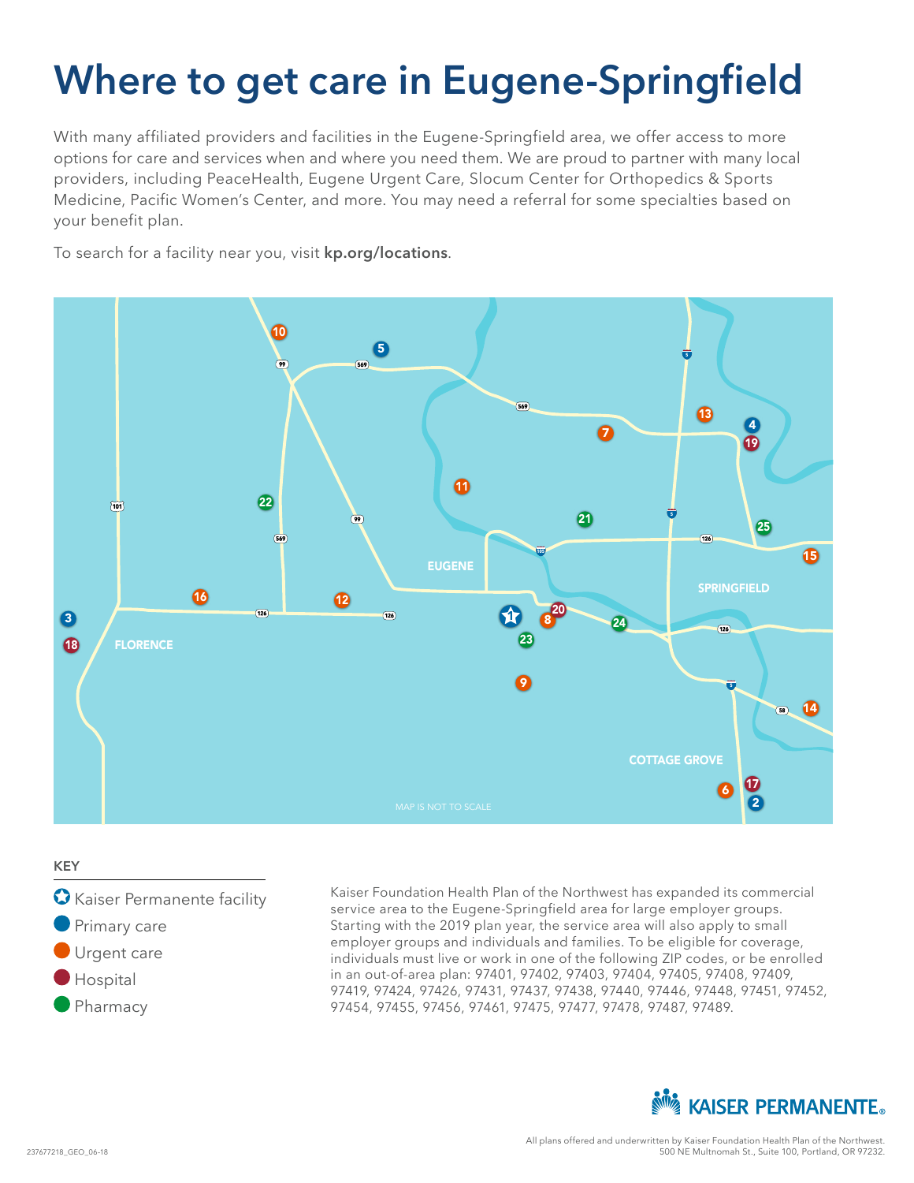# Where to get care in Eugene-Springfield

With many affiliated providers and facilities in the Eugene-Springfield area, we offer access to more options for care and services when and where you need them. We are proud to partner with many local providers, including PeaceHealth, Eugene Urgent Care, Slocum Center for Orthopedics & Sports Medicine, Pacific Women's Center, and more. You may need a referral for some specialties based on your benefit plan.

To search for a facility near you, visit **kp.org/locations**.

MAP IS NOT TO SCALE

**KEY**

- Kaiser Permanente facility
- Primary care
- Urgent care
- Hospital
- Pharmacy

Kaiser Foundation Health Plan of the Northwest has expanded its commercial service area to the Eugene-Springfield area for large employer groups. Starting with the 2019 plan year, the service area will also apply to small employer groups and individuals and families. To be eligible for coverage, individuals must live or work in one of the following ZIP codes, or be enrolled in an out-of-area plan: 97401, 97402, 97403, 97404, 97405, 97408, 97409, 97419, 97424, 97426, 97431, 97437, 97438, 97440, 97446, 97448, 97451, 97452, 97454, 97455, 97456, 97461, 97475, 97477, 97478, 97487, 97489.

KAISER PERMANENTE®

All plans offered and underwritten by Kaiser Foundation Health Plan of the Northwest.
500 NE Multnomah St., Suite 100, Portland, OR 97232.

237677218_GEO_06-18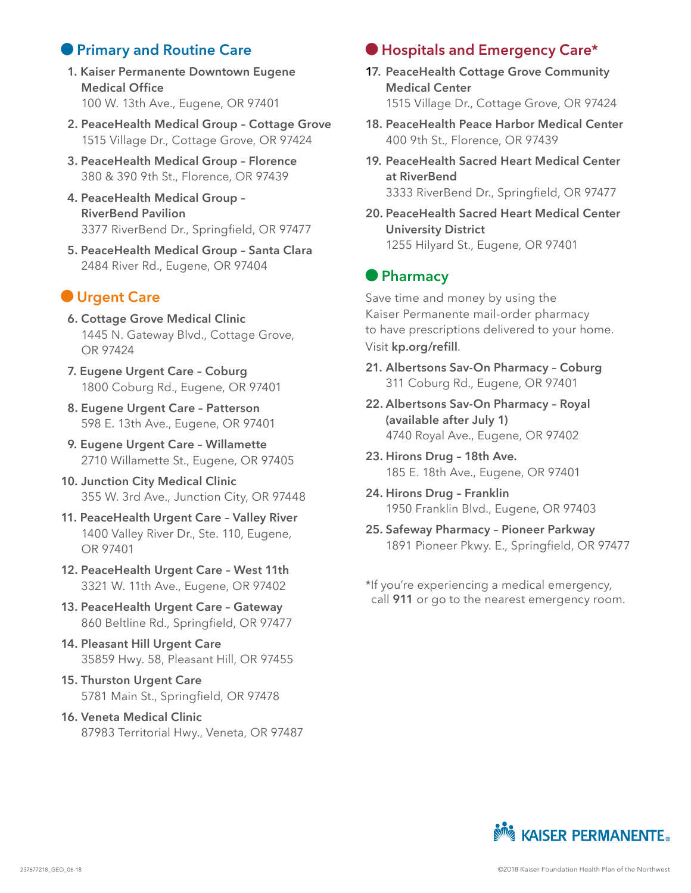## Primary and Routine Care

1. **Kaiser Permanente Downtown Eugene Medical Office**
   100 W. 13th Ave., Eugene, OR 97401
2. **PeaceHealth Medical Group – Cottage Grove**
   1515 Village Dr., Cottage Grove, OR 97424
3. **PeaceHealth Medical Group – Florence**
   380 & 390 9th St., Florence, OR 97439
4. **PeaceHealth Medical Group – RiverBend Pavilion**
   3377 RiverBend Dr., Springfield, OR 97477
5. **PeaceHealth Medical Group – Santa Clara**
   2484 River Rd., Eugene, OR 97404

## Urgent Care

6. **Cottage Grove Medical Clinic**
   1445 N. Gateway Blvd., Cottage Grove, OR 97424
7. **Eugene Urgent Care – Coburg**
   1800 Coburg Rd., Eugene, OR 97401
8. **Eugene Urgent Care – Patterson**
   598 E. 13th Ave., Eugene, OR 97401
9. **Eugene Urgent Care – Willamette**
   2710 Willamette St., Eugene, OR 97405
10. **Junction City Medical Clinic**
    355 W. 3rd Ave., Junction City, OR 97448
11. **PeaceHealth Urgent Care – Valley River**
    1400 Valley River Dr., Ste. 110, Eugene, OR 97401
12. **PeaceHealth Urgent Care – West 11th**
    3321 W. 11th Ave., Eugene, OR 97402
13. **PeaceHealth Urgent Care – Gateway**
    860 Beltline Rd., Springfield, OR 97477
14. **Pleasant Hill Urgent Care**
    35859 Hwy. 58, Pleasant Hill, OR 97455
15. **Thurston Urgent Care**
    5781 Main St., Springfield, OR 97478
16. **Veneta Medical Clinic**
    87983 Territorial Hwy., Veneta, OR 97487

## Hospitals and Emergency Care*

17. **PeaceHealth Cottage Grove Community Medical Center**
    1515 Village Dr., Cottage Grove, OR 97424
18. **PeaceHealth Peace Harbor Medical Center**
    400 9th St., Florence, OR 97439
19. **PeaceHealth Sacred Heart Medical Center at RiverBend**
    3333 RiverBend Dr., Springfield, OR 97477
20. **PeaceHealth Sacred Heart Medical Center University District**
    1255 Hilyard St., Eugene, OR 97401

## Pharmacy

Save time and money by using the Kaiser Permanente mail-order pharmacy to have prescriptions delivered to your home. Visit **kp.org/refill**.

21. **Albertsons Sav-On Pharmacy – Coburg**
    311 Coburg Rd., Eugene, OR 97401
22. **Albertsons Sav-On Pharmacy – Royal (available after July 1)**
    4740 Royal Ave., Eugene, OR 97402
23. **Hirons Drug – 18th Ave.**
    185 E. 18th Ave., Eugene, OR 97401
24. **Hirons Drug – Franklin**
    1950 Franklin Blvd., Eugene, OR 97403
25. **Safeway Pharmacy – Pioneer Parkway**
    1891 Pioneer Pkwy. E., Springfield, OR 97477

*If you're experiencing a medical emergency, call **911** or go to the nearest emergency room.

KAISER PERMANENTE®

237677218_GEO_06-18

©2018 Kaiser Foundation Health Plan of the Northwest